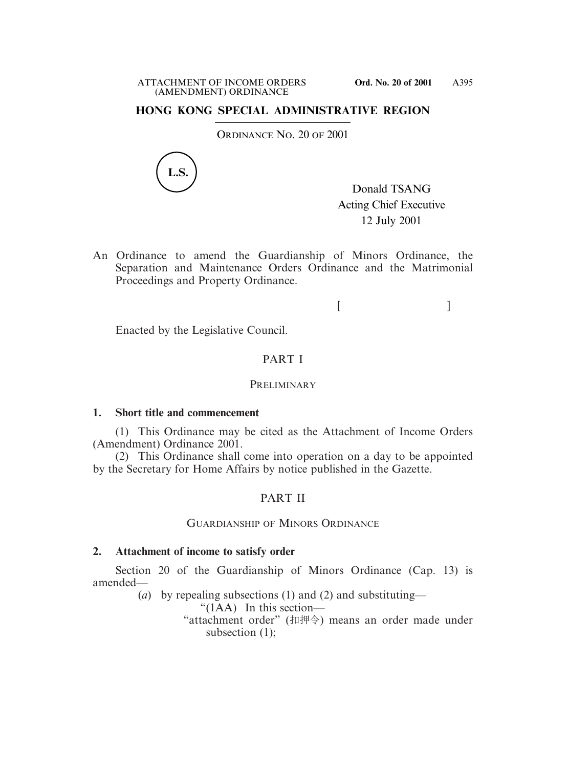# HONG KONG SPECIAL ADMINISTRATIVE REGION

ORDINANCE NO. 20 OF 2001

L.S.

Donald TSANG
Acting Chief Executive
12 July 2001

An Ordinance to amend the Guardianship of Minors Ordinance, the Separation and Maintenance Orders Ordinance and the Matrimonial Proceedings and Property Ordinance.

[ ]

Enacted by the Legislative Council.

## PART I

### PRELIMINARY

**1. Short title and commencement**

(1) This Ordinance may be cited as the Attachment of Income Orders (Amendment) Ordinance 2001.

(2) This Ordinance shall come into operation on a day to be appointed by the Secretary for Home Affairs by notice published in the Gazette.

## PART II

### GUARDIANSHIP OF MINORS ORDINANCE

**2. Attachment of income to satisfy order**

Section 20 of the Guardianship of Minors Ordinance (Cap. 13) is amended—

(*a*) by repealing subsections (1) and (2) and substituting—

"(1AA) In this section—

"attachment order" (扣押令) means an order made under subsection (1);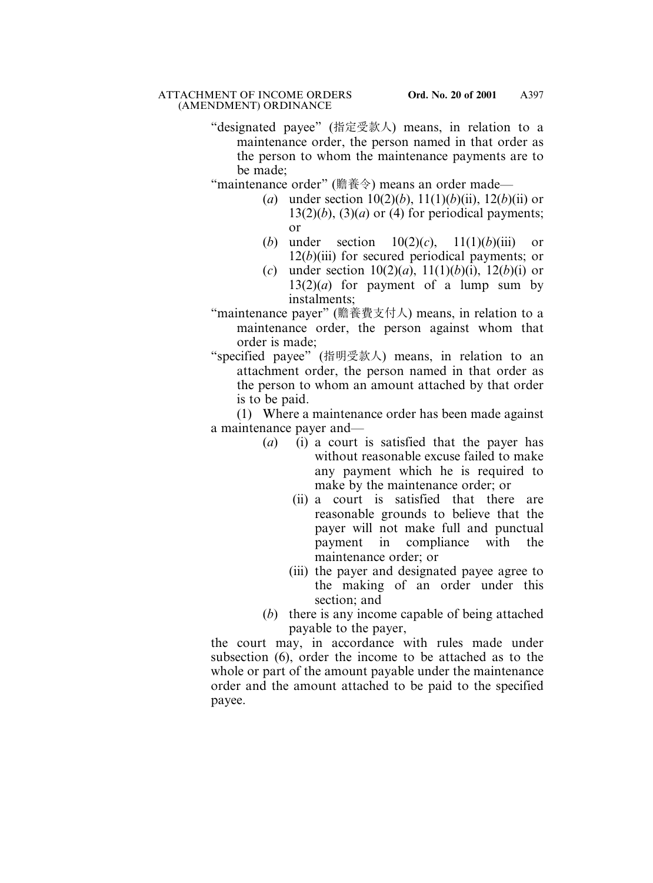"designated payee" (指定受款人) means, in relation to a maintenance order, the person named in that order as the person to whom the maintenance payments are to be made;

"maintenance order" (贍養令) means an order made—

(*a*) under section 10(2)(*b*), 11(1)(*b*)(ii), 12(*b*)(ii) or 13(2)(*b*), (3)(*a*) or (4) for periodical payments; or

(*b*) under section 10(2)(*c*), 11(1)(*b*)(iii) or 12(*b*)(iii) for secured periodical payments; or

(*c*) under section 10(2)(*a*), 11(1)(*b*)(i), 12(*b*)(i) or 13(2)(*a*) for payment of a lump sum by instalments;

"maintenance payer" (贍養費支付人) means, in relation to a maintenance order, the person against whom that order is made;

"specified payee" (指明受款人) means, in relation to an attachment order, the person named in that order as the person to whom an amount attached by that order is to be paid.

(1) Where a maintenance order has been made against a maintenance payer and—

(*a*) (i) a court is satisfied that the payer has without reasonable excuse failed to make any payment which he is required to make by the maintenance order; or

(ii) a court is satisfied that there are reasonable grounds to believe that the payer will not make full and punctual payment in compliance with the maintenance order; or

(iii) the payer and designated payee agree to the making of an order under this section; and

(*b*) there is any income capable of being attached payable to the payer,

the court may, in accordance with rules made under subsection (6), order the income to be attached as to the whole or part of the amount payable under the maintenance order and the amount attached to be paid to the specified payee.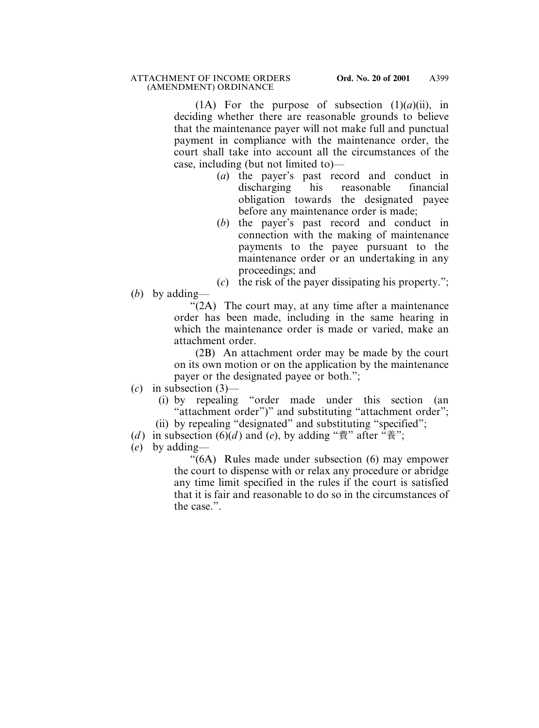(1A) For the purpose of subsection (1)(*a*)(ii), in deciding whether there are reasonable grounds to believe that the maintenance payer will not make full and punctual payment in compliance with the maintenance order, the court shall take into account all the circumstances of the case, including (but not limited to)—

- (*a*) the payer's past record and conduct in discharging his reasonable financial obligation towards the designated payee before any maintenance order is made;
- (*b*) the payer's past record and conduct in connection with the making of maintenance payments to the payee pursuant to the maintenance order or an undertaking in any proceedings; and
- (*c*) the risk of the payer dissipating his property.";

(*b*) by adding—

"(2A) The court may, at any time after a maintenance order has been made, including in the same hearing in which the maintenance order is made or varied, make an attachment order.

(2B) An attachment order may be made by the court on its own motion or on the application by the maintenance payer or the designated payee or both.";

(*c*) in subsection (3)—

- (i) by repealing "order made under this section (an "attachment order")" and substituting "attachment order";
- (ii) by repealing "designated" and substituting "specified";

(*d*) in subsection (6)(*d*) and (*e*), by adding "費" after "養";

(*e*) by adding—

"(6A) Rules made under subsection (6) may empower the court to dispense with or relax any procedure or abridge any time limit specified in the rules if the court is satisfied that it is fair and reasonable to do so in the circumstances of the case.".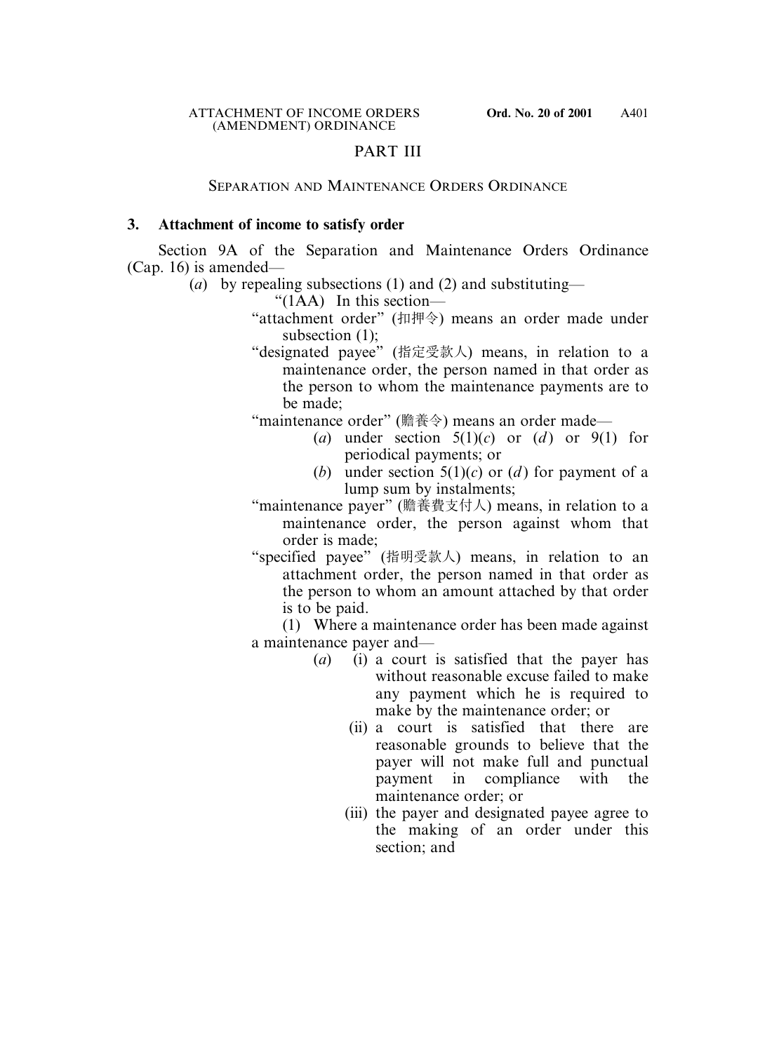## PART III

### SEPARATION AND MAINTENANCE ORDERS ORDINANCE

**3. Attachment of income to satisfy order**

Section 9A of the Separation and Maintenance Orders Ordinance (Cap. 16) is amended—

(*a*) by repealing subsections (1) and (2) and substituting—

"(1AA) In this section—

"attachment order" (扣押令) means an order made under subsection (1);

"designated payee" (指定受款人) means, in relation to a maintenance order, the person named in that order as the person to whom the maintenance payments are to be made;

"maintenance order" (贍養令) means an order made—

(*a*) under section 5(1)(*c*) or (*d*) or 9(1) for periodical payments; or

(*b*) under section 5(1)(*c*) or (*d*) for payment of a lump sum by instalments;

"maintenance payer" (贍養費支付人) means, in relation to a maintenance order, the person against whom that order is made;

"specified payee" (指明受款人) means, in relation to an attachment order, the person named in that order as the person to whom an amount attached by that order is to be paid.

(1) Where a maintenance order has been made against a maintenance payer and—

(*a*) (i) a court is satisfied that the payer has without reasonable excuse failed to make any payment which he is required to make by the maintenance order; or

(ii) a court is satisfied that there are reasonable grounds to believe that the payer will not make full and punctual payment in compliance with the maintenance order; or

(iii) the payer and designated payee agree to the making of an order under this section; and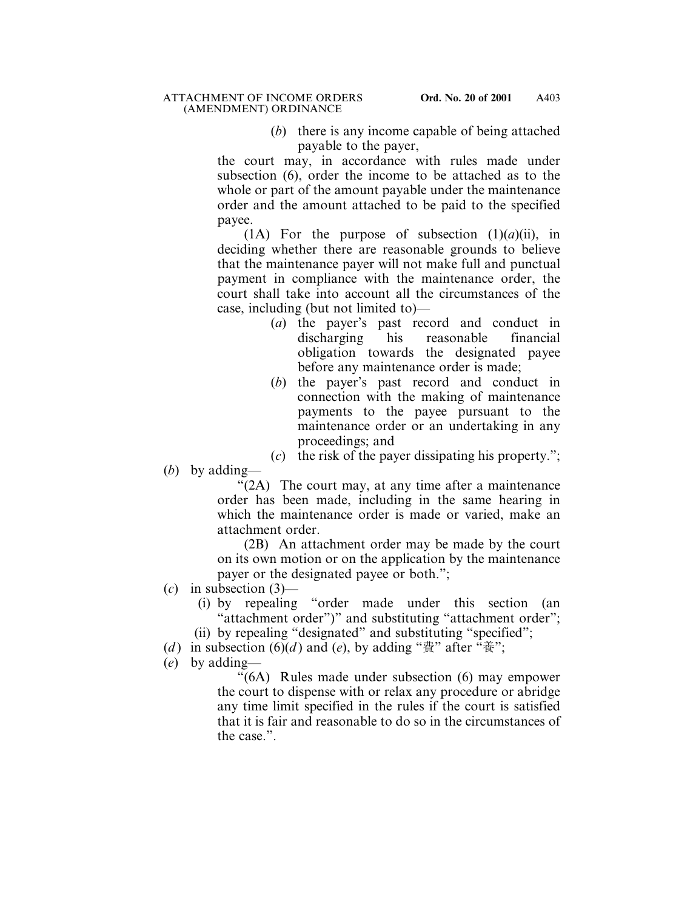(*b*) there is any income capable of being attached payable to the payer,

the court may, in accordance with rules made under subsection (6), order the income to be attached as to the whole or part of the amount payable under the maintenance order and the amount attached to be paid to the specified payee.

(1A) For the purpose of subsection (1)(*a*)(ii), in deciding whether there are reasonable grounds to believe that the maintenance payer will not make full and punctual payment in compliance with the maintenance order, the court shall take into account all the circumstances of the case, including (but not limited to)—

(*a*) the payer's past record and conduct in discharging his reasonable financial obligation towards the designated payee before any maintenance order is made;

(*b*) the payer's past record and conduct in connection with the making of maintenance payments to the payee pursuant to the maintenance order or an undertaking in any proceedings; and

(*c*) the risk of the payer dissipating his property.";

(*b*) by adding—

"(2A) The court may, at any time after a maintenance order has been made, including in the same hearing in which the maintenance order is made or varied, make an attachment order.

(2B) An attachment order may be made by the court on its own motion or on the application by the maintenance payer or the designated payee or both.";

(*c*) in subsection (3)—

(i) by repealing "order made under this section (an "attachment order")" and substituting "attachment order";

(ii) by repealing "designated" and substituting "specified";

(*d*) in subsection (6)(*d*) and (*e*), by adding "費" after "養";

(*e*) by adding—

"(6A) Rules made under subsection (6) may empower the court to dispense with or relax any procedure or abridge any time limit specified in the rules if the court is satisfied that it is fair and reasonable to do so in the circumstances of the case.".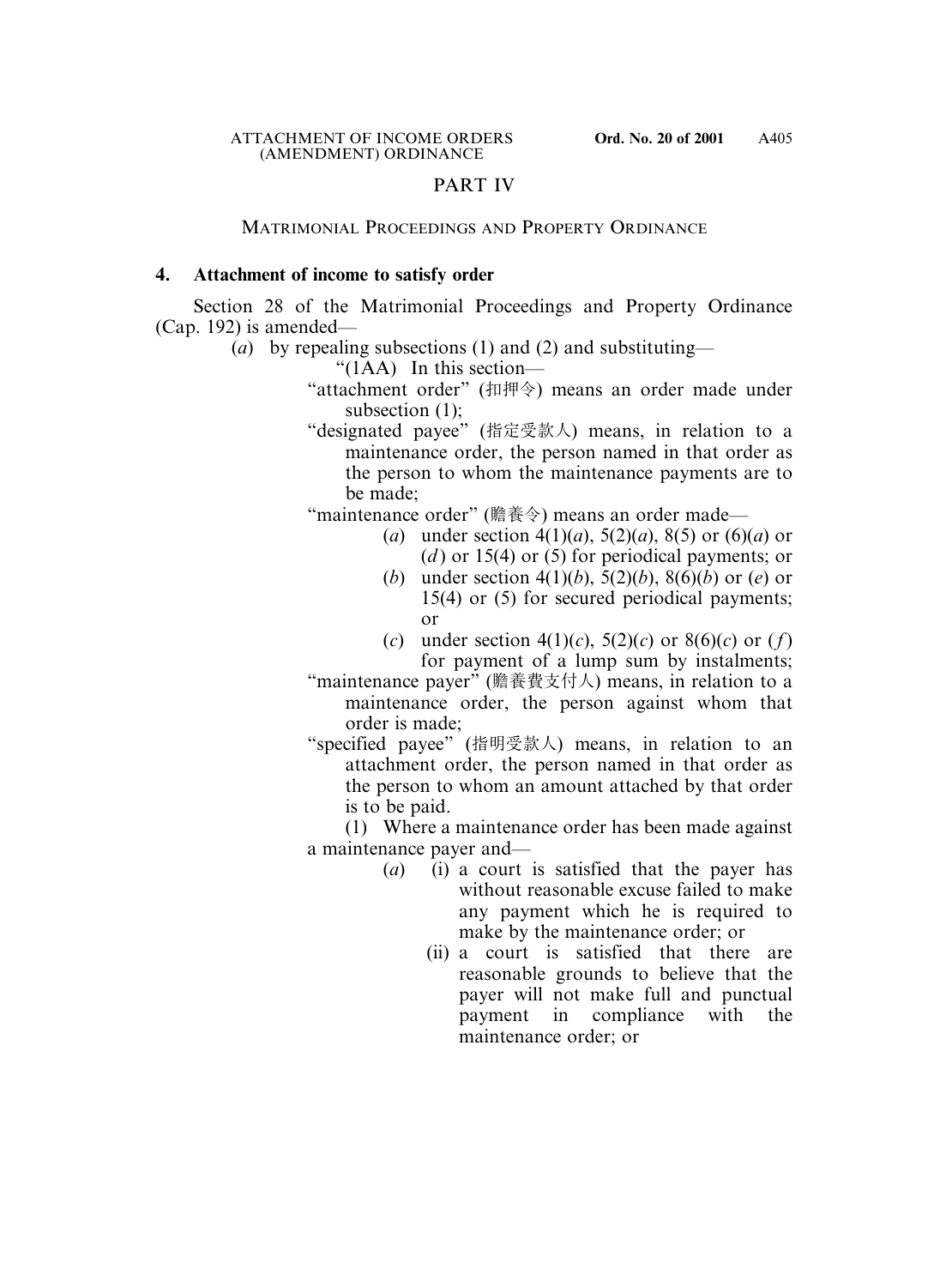## PART IV

### MATRIMONIAL PROCEEDINGS AND PROPERTY ORDINANCE

**4. Attachment of income to satisfy order**

Section 28 of the Matrimonial Proceedings and Property Ordinance (Cap. 192) is amended—

(*a*) by repealing subsections (1) and (2) and substituting—

"(1AA) In this section—

"attachment order" (扣押令) means an order made under subsection (1);

"designated payee" (指定受款人) means, in relation to a maintenance order, the person named in that order as the person to whom the maintenance payments are to be made;

"maintenance order" (贍養令) means an order made—

(*a*) under section 4(1)(*a*), 5(2)(*a*), 8(5) or (6)(*a*) or (*d*) or 15(4) or (5) for periodical payments; or

(*b*) under section 4(1)(*b*), 5(2)(*b*), 8(6)(*b*) or (*e*) or 15(4) or (5) for secured periodical payments; or

(*c*) under section 4(1)(*c*), 5(2)(*c*) or 8(6)(*c*) or (*f*) for payment of a lump sum by instalments;

"maintenance payer" (贍養費支付人) means, in relation to a maintenance order, the person against whom that order is made;

"specified payee" (指明受款人) means, in relation to an attachment order, the person named in that order as the person to whom an amount attached by that order is to be paid.

(1) Where a maintenance order has been made against a maintenance payer and—

(*a*) (i) a court is satisfied that the payer has without reasonable excuse failed to make any payment which he is required to make by the maintenance order; or

(ii) a court is satisfied that there are reasonable grounds to believe that the payer will not make full and punctual payment in compliance with the maintenance order; or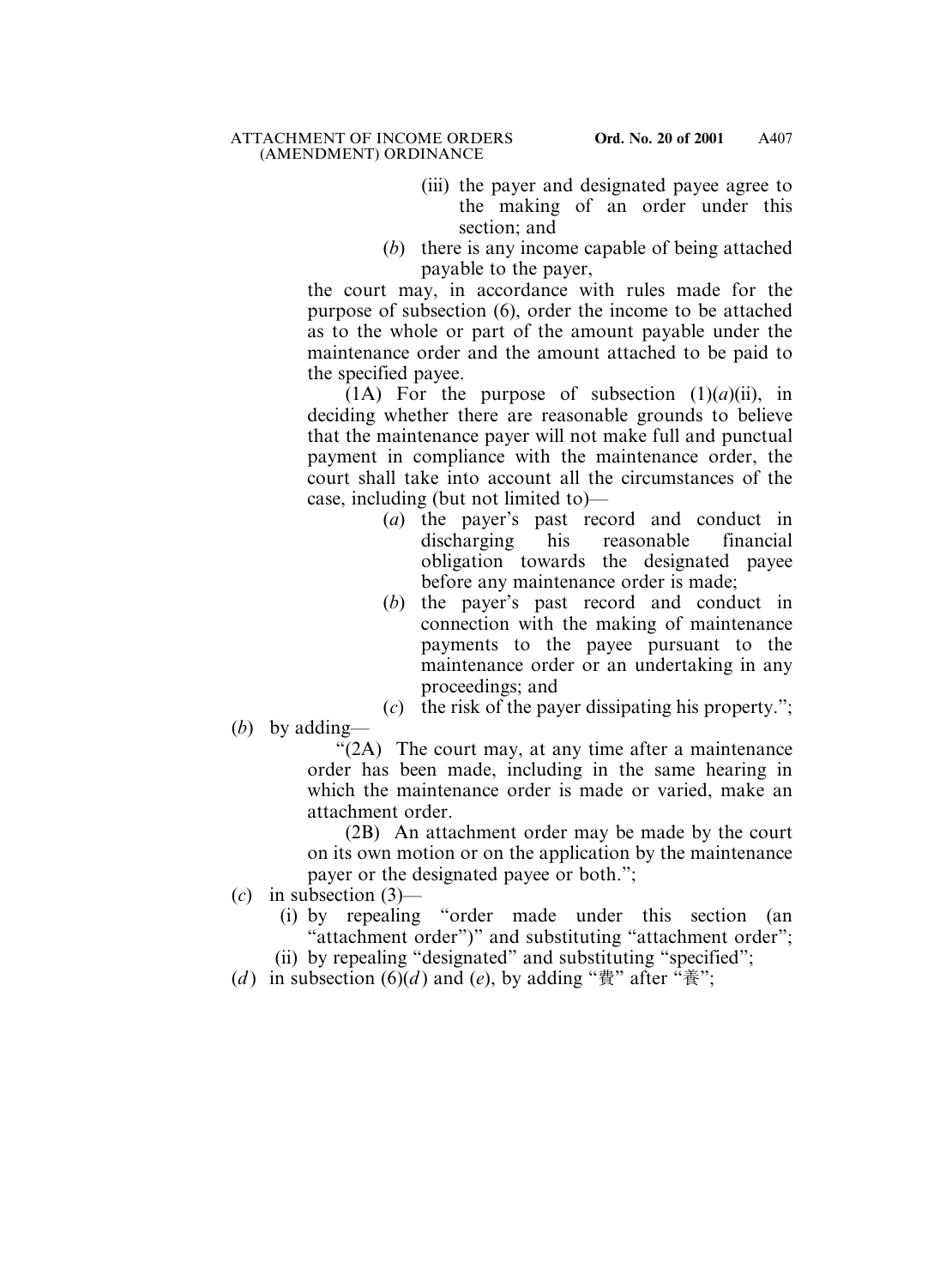(iii) the payer and designated payee agree to the making of an order under this section; and

(*b*) there is any income capable of being attached payable to the payer,

the court may, in accordance with rules made for the purpose of subsection (6), order the income to be attached as to the whole or part of the amount payable under the maintenance order and the amount attached to be paid to the specified payee.

(1A) For the purpose of subsection (1)(*a*)(ii), in deciding whether there are reasonable grounds to believe that the maintenance payer will not make full and punctual payment in compliance with the maintenance order, the court shall take into account all the circumstances of the case, including (but not limited to)—

(*a*) the payer's past record and conduct in discharging his reasonable financial obligation towards the designated payee before any maintenance order is made;

(*b*) the payer's past record and conduct in connection with the making of maintenance payments to the payee pursuant to the maintenance order or an undertaking in any proceedings; and

(*c*) the risk of the payer dissipating his property.";

(*b*) by adding—

"(2A) The court may, at any time after a maintenance order has been made, including in the same hearing in which the maintenance order is made or varied, make an attachment order.

(2B) An attachment order may be made by the court on its own motion or on the application by the maintenance payer or the designated payee or both.";

(*c*) in subsection (3)—

(i) by repealing "order made under this section (an "attachment order")" and substituting "attachment order";

(ii) by repealing "designated" and substituting "specified";

(*d*) in subsection (6)(*d*) and (*e*), by adding "費" after "養";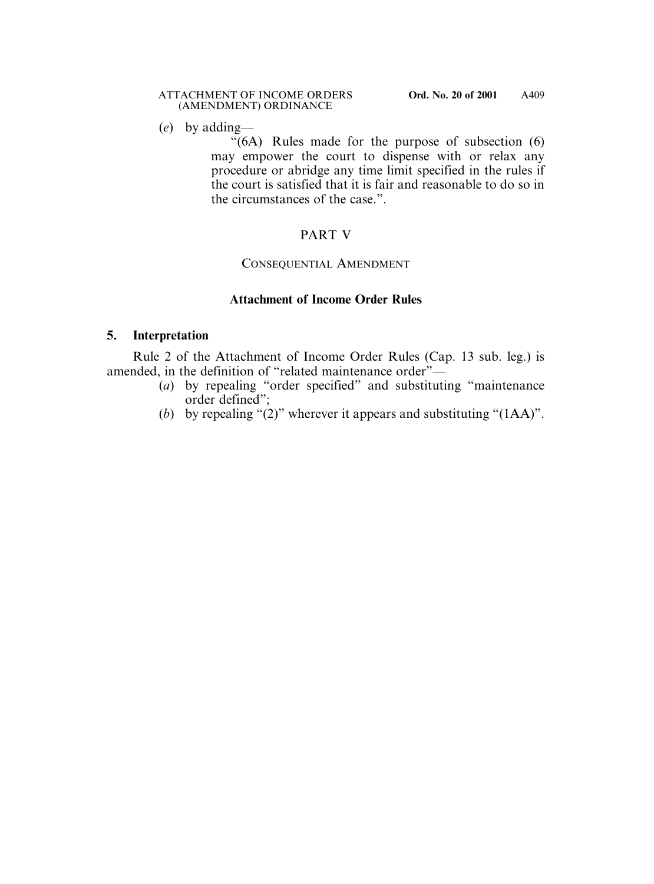(*e*) by adding—

"(6A) Rules made for the purpose of subsection (6) may empower the court to dispense with or relax any procedure or abridge any time limit specified in the rules if the court is satisfied that it is fair and reasonable to do so in the circumstances of the case.".

## PART V

CONSEQUENTIAL AMENDMENT

**Attachment of Income Order Rules**

**5. Interpretation**

Rule 2 of the Attachment of Income Order Rules (Cap. 13 sub. leg.) is amended, in the definition of "related maintenance order"—

(*a*) by repealing "order specified" and substituting "maintenance order defined";

(*b*) by repealing "(2)" wherever it appears and substituting "(1AA)".